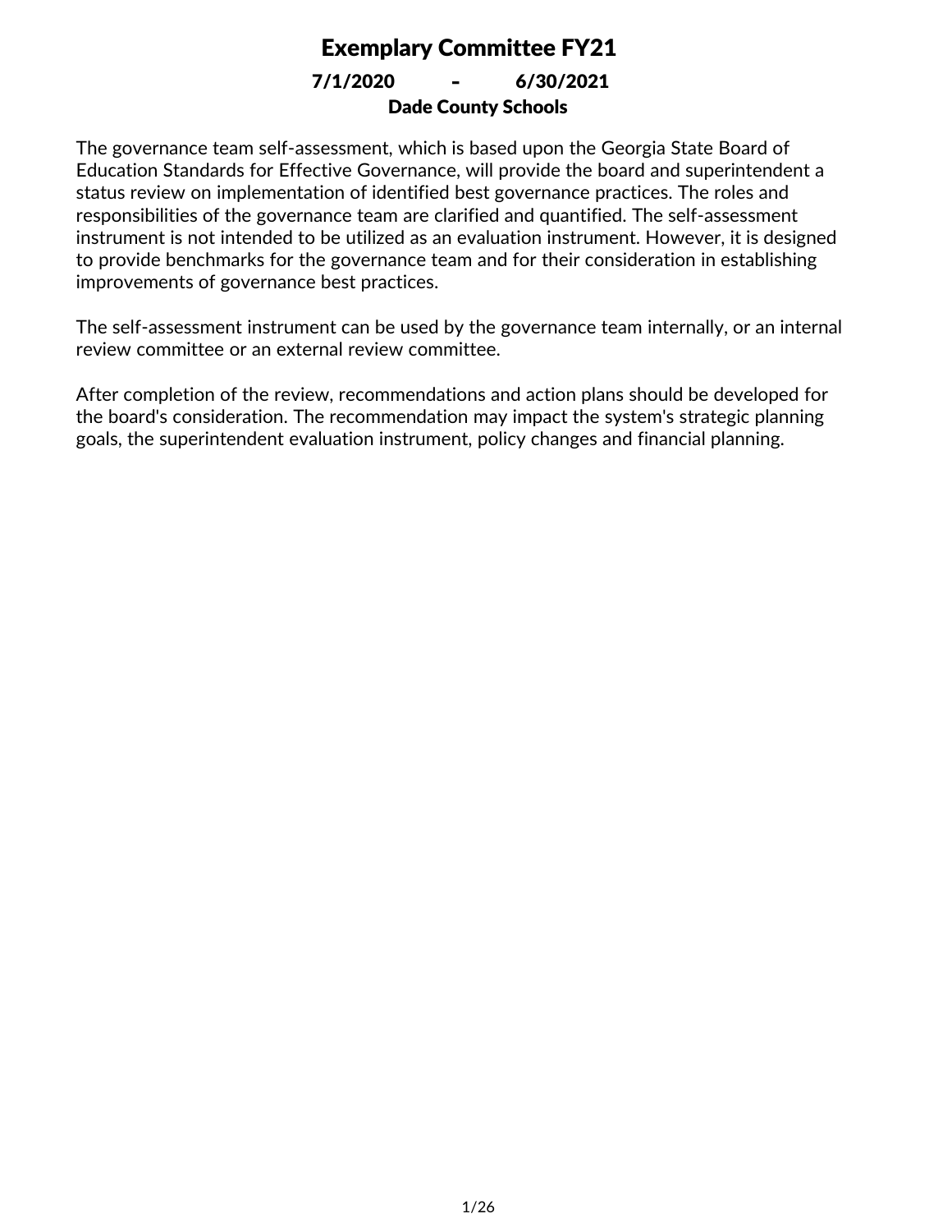# Exemplary Committee FY21

**7/1/2020 - 6/30/2021**

**Dade County Schools**

The governance team self-assessment, which is based upon the Georgia State Board of Education Standards for Effective Governance, will provide the board and superintendent a status review on implementation of identified best governance practices. The roles and responsibilities of the governance team are clarified and quantified. The self-assessment instrument is not intended to be utilized as an evaluation instrument. However, it is designed to provide benchmarks for the governance team and for their consideration in establishing improvements of governance best practices.

The self-assessment instrument can be used by the governance team internally, or an internal review committee or an external review committee.

After completion of the review, recommendations and action plans should be developed for the board's consideration. The recommendation may impact the system's strategic planning goals, the superintendent evaluation instrument, policy changes and financial planning.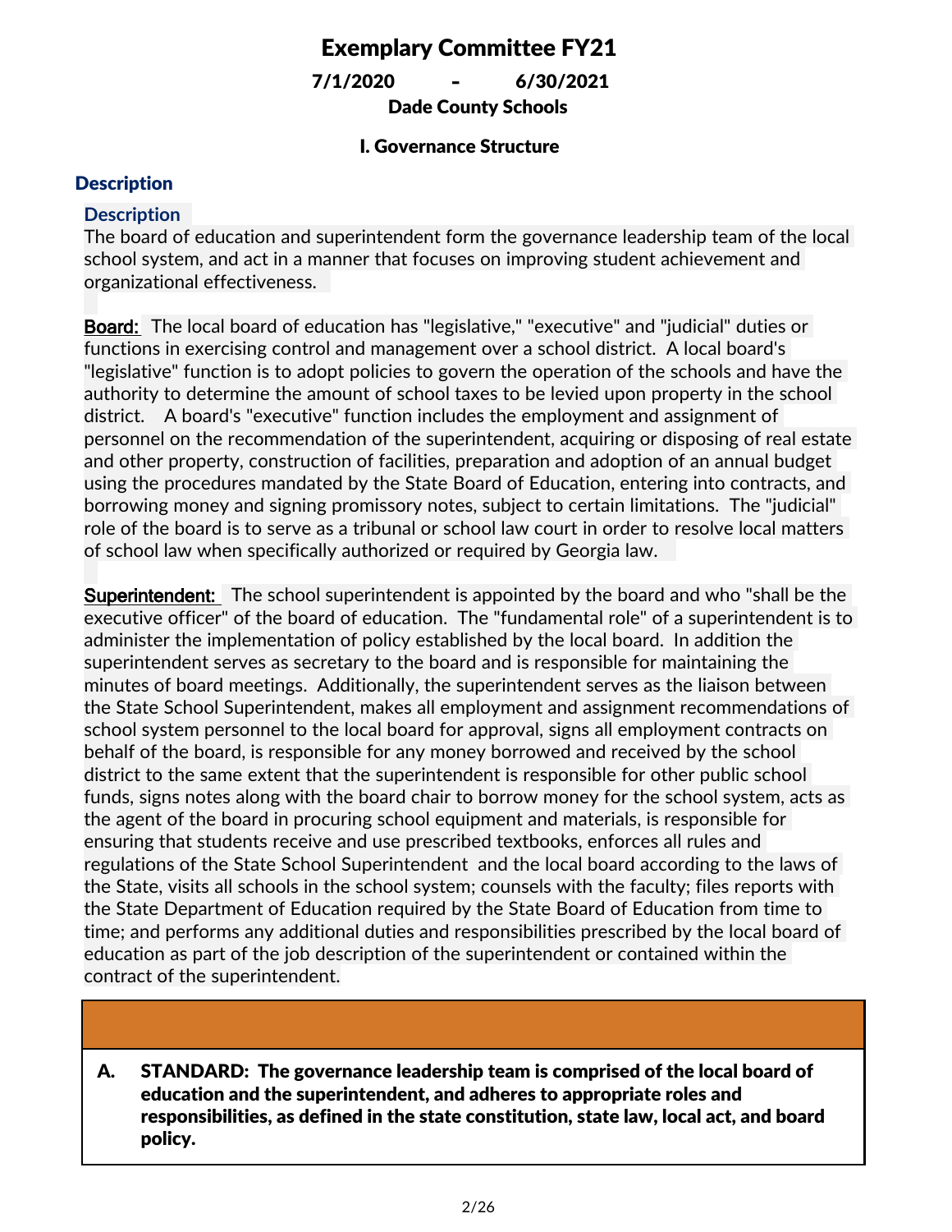# Exemplary Committee FY21

**7/1/2020 - 6/30/2021**

**Dade County Schools**

## I. Governance Structure

### Description

#### Description

The board of education and superintendent form the governance leadership team of the local school system, and act in a manner that focuses on improving student achievement and organizational effectiveness.

**Board:** The local board of education has "legislative," "executive" and "judicial" duties or functions in exercising control and management over a school district. A local board's "legislative" function is to adopt policies to govern the operation of the schools and have the authority to determine the amount of school taxes to be levied upon property in the school district. A board's "executive" function includes the employment and assignment of personnel on the recommendation of the superintendent, acquiring or disposing of real estate and other property, construction of facilities, preparation and adoption of an annual budget using the procedures mandated by the State Board of Education, entering into contracts, and borrowing money and signing promissory notes, subject to certain limitations. The "judicial" role of the board is to serve as a tribunal or school law court in order to resolve local matters of school law when specifically authorized or required by Georgia law.

**Superintendent:** The school superintendent is appointed by the board and who "shall be the executive officer" of the board of education. The "fundamental role" of a superintendent is to administer the implementation of policy established by the local board. In addition the superintendent serves as secretary to the board and is responsible for maintaining the minutes of board meetings. Additionally, the superintendent serves as the liaison between the State School Superintendent, makes all employment and assignment recommendations of school system personnel to the local board for approval, signs all employment contracts on behalf of the board, is responsible for any money borrowed and received by the school district to the same extent that the superintendent is responsible for other public school funds, signs notes along with the board chair to borrow money for the school system, acts as the agent of the board in procuring school equipment and materials, is responsible for ensuring that students receive and use prescribed textbooks, enforces all rules and regulations of the State School Superintendent and the local board according to the laws of the State, visits all schools in the school system; counsels with the faculty; files reports with the State Department of Education required by the State Board of Education from time to time; and performs any additional duties and responsibilities prescribed by the local board of education as part of the job description of the superintendent or contained within the contract of the superintendent.

**A. STANDARD: The governance leadership team is comprised of the local board of education and the superintendent, and adheres to appropriate roles and responsibilities, as defined in the state constitution, state law, local act, and board policy.**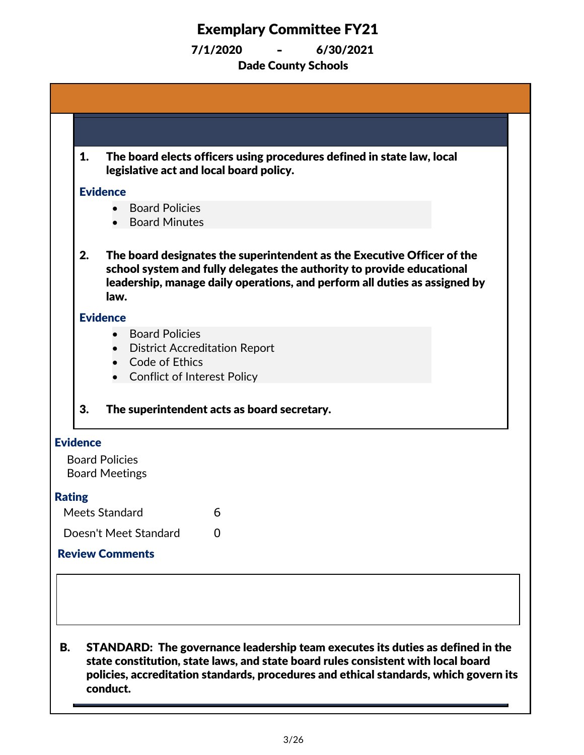# Exemplary Committee FY21

**7/1/2020 - 6/30/2021**

**Dade County Schools**

1. **The board elects officers using procedures defined in state law, local legislative act and local board policy.**

**Evidence**

- Board Policies
- Board Minutes

2. **The board designates the superintendent as the Executive Officer of the school system and fully delegates the authority to provide educational leadership, manage daily operations, and perform all duties as assigned by law.**

**Evidence**

- Board Policies
- District Accreditation Report
- Code of Ethics
- Conflict of Interest Policy

3. **The superintendent acts as board secretary.**

**Evidence**

Board Policies
Board Meetings

**Rating**

| | |
|---|---|
| Meets Standard | 6 |
| Doesn't Meet Standard | 0 |

**Review Comments**

**B. STANDARD: The governance leadership team executes its duties as defined in the state constitution, state laws, and state board rules consistent with local board policies, accreditation standards, procedures and ethical standards, which govern its conduct.**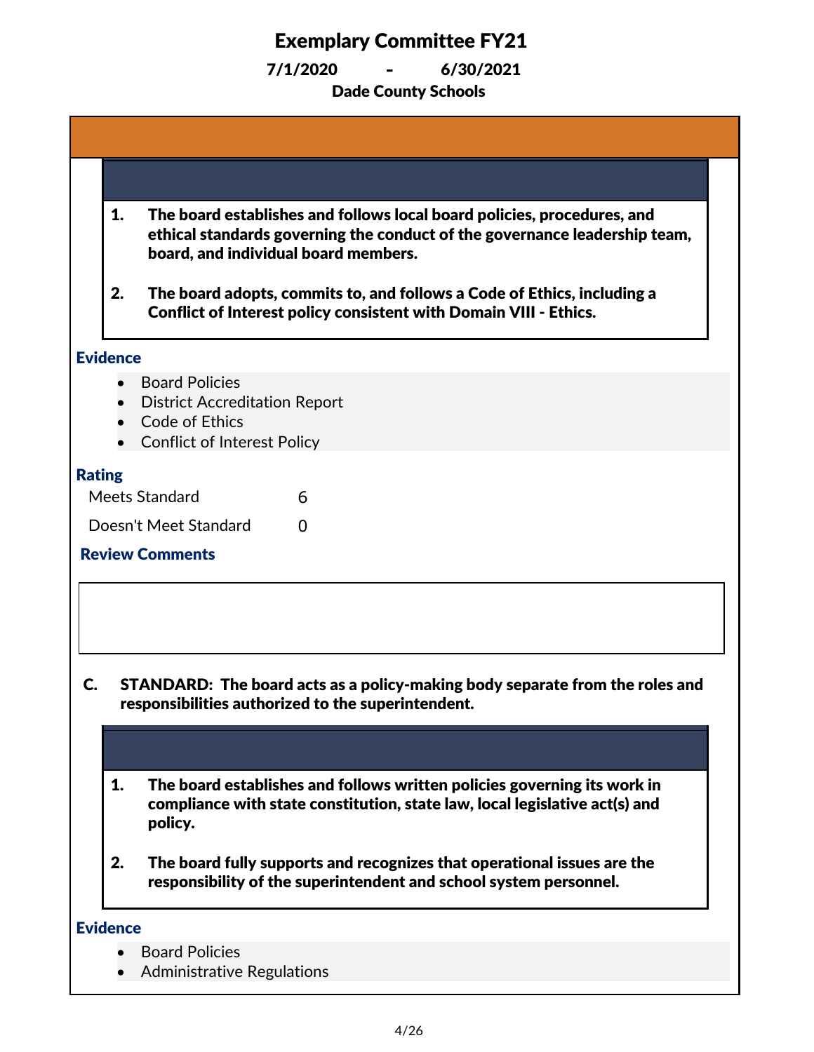# Exemplary Committee FY21

**7/1/2020 - 6/30/2021**

**Dade County Schools**

1. **The board establishes and follows local board policies, procedures, and ethical standards governing the conduct of the governance leadership team, board, and individual board members.**

2. **The board adopts, commits to, and follows a Code of Ethics, including a Conflict of Interest policy consistent with Domain VIII - Ethics.**

### Evidence

- Board Policies
- District Accreditation Report
- Code of Ethics
- Conflict of Interest Policy

### Rating

| | |
|---|---|
| Meets Standard | 6 |
| Doesn't Meet Standard | 0 |

### Review Comments

**C. STANDARD: The board acts as a policy-making body separate from the roles and responsibilities authorized to the superintendent.**

1. **The board establishes and follows written policies governing its work in compliance with state constitution, state law, local legislative act(s) and policy.**

2. **The board fully supports and recognizes that operational issues are the responsibility of the superintendent and school system personnel.**

### Evidence

- Board Policies
- Administrative Regulations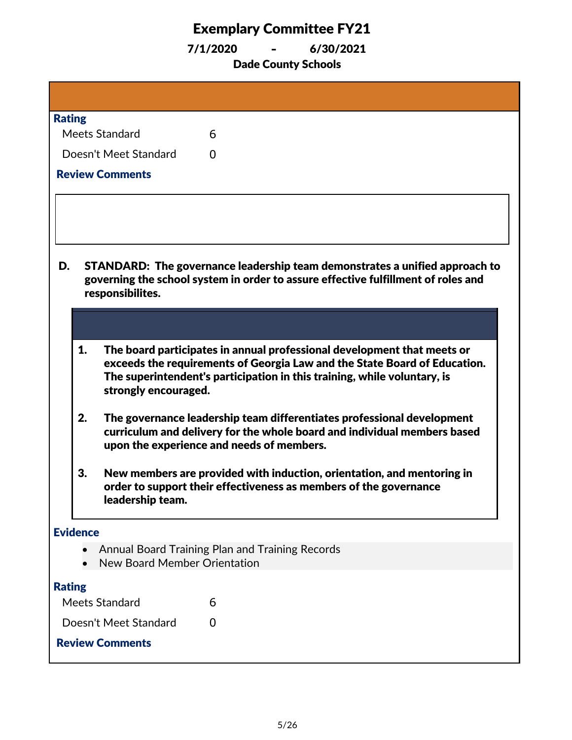# Exemplary Committee FY21

**7/1/2020 - 6/30/2021**

**Dade County Schools**

**Rating**

| | |
|---|---|
| Meets Standard | 6 |
| Doesn't Meet Standard | 0 |

**Review Comments**

**D. STANDARD: The governance leadership team demonstrates a unified approach to governing the school system in order to assure effective fulfillment of roles and responsibilites.**

1. **The board participates in annual professional development that meets or exceeds the requirements of Georgia Law and the State Board of Education. The superintendent's participation in this training, while voluntary, is strongly encouraged.**

2. **The governance leadership team differentiates professional development curriculum and delivery for the whole board and individual members based upon the experience and needs of members.**

3. **New members are provided with induction, orientation, and mentoring in order to support their effectiveness as members of the governance leadership team.**

**Evidence**

- Annual Board Training Plan and Training Records
- New Board Member Orientation

**Rating**

| | |
|---|---|
| Meets Standard | 6 |
| Doesn't Meet Standard | 0 |

**Review Comments**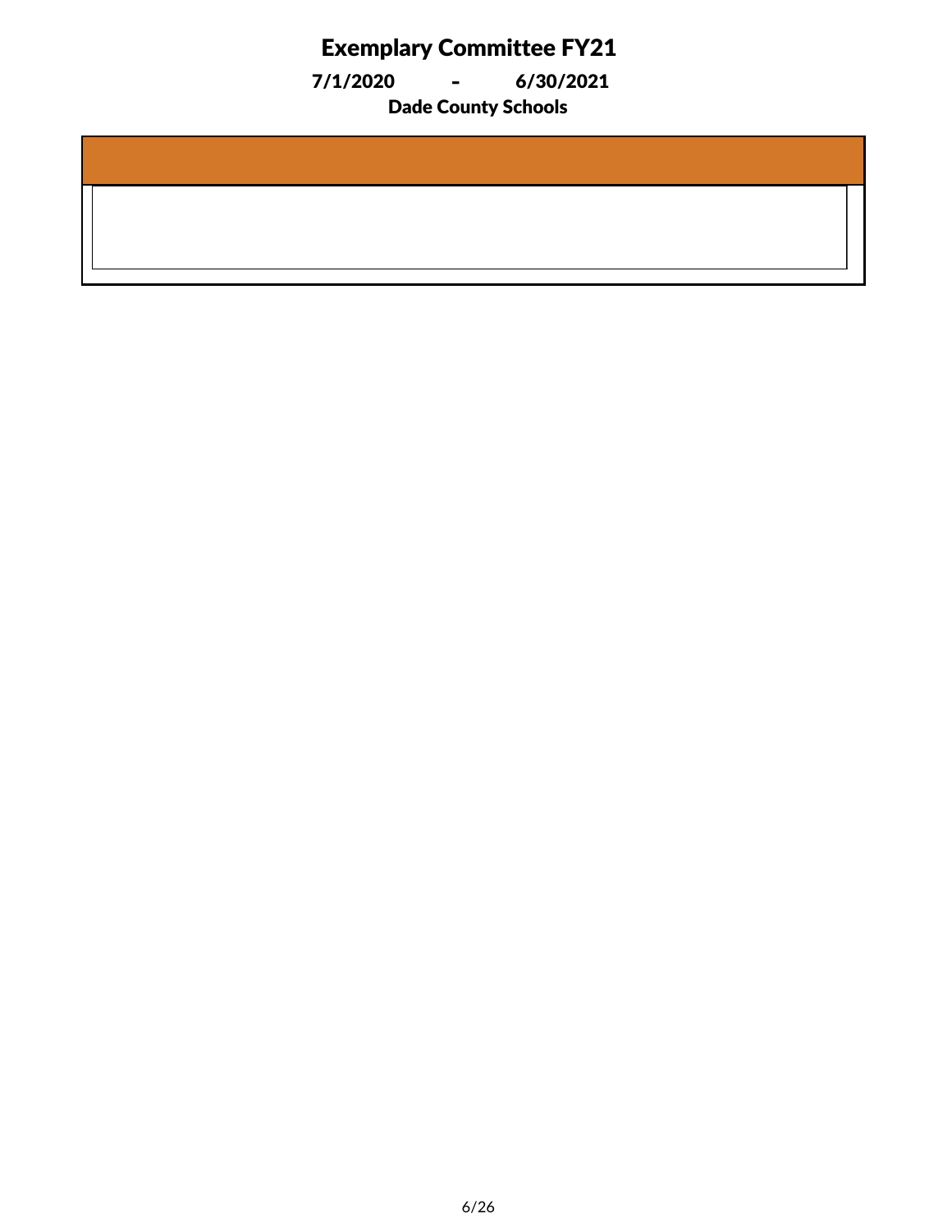# Exemplary Committee FY21

**7/1/2020 - 6/30/2021**

**Dade County Schools**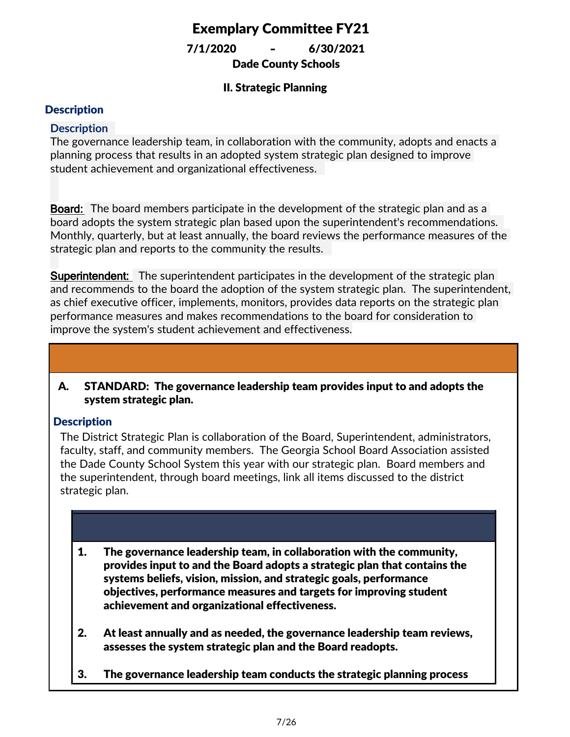# Exemplary Committee FY21

**7/1/2020 - 6/30/2021**

**Dade County Schools**

## II. Strategic Planning

### Description

**Description**

The governance leadership team, in collaboration with the community, adopts and enacts a planning process that results in an adopted system strategic plan designed to improve student achievement and organizational effectiveness.

Board: The board members participate in the development of the strategic plan and as a board adopts the system strategic plan based upon the superintendent's recommendations. Monthly, quarterly, but at least annually, the board reviews the performance measures of the strategic plan and reports to the community the results.

Superintendent: The superintendent participates in the development of the strategic plan and recommends to the board the adoption of the system strategic plan. The superintendent, as chief executive officer, implements, monitors, provides data reports on the strategic plan performance measures and makes recommendations to the board for consideration to improve the system's student achievement and effectiveness.

**A. STANDARD: The governance leadership team provides input to and adopts the system strategic plan.**

**Description**

The District Strategic Plan is collaboration of the Board, Superintendent, administrators, faculty, staff, and community members. The Georgia School Board Association assisted the Dade County School System this year with our strategic plan. Board members and the superintendent, through board meetings, link all items discussed to the district strategic plan.

1. **The governance leadership team, in collaboration with the community, provides input to and the Board adopts a strategic plan that contains the systems beliefs, vision, mission, and strategic goals, performance objectives, performance measures and targets for improving student achievement and organizational effectiveness.**

2. **At least annually and as needed, the governance leadership team reviews, assesses the system strategic plan and the Board readopts.**

3. **The governance leadership team conducts the strategic planning process**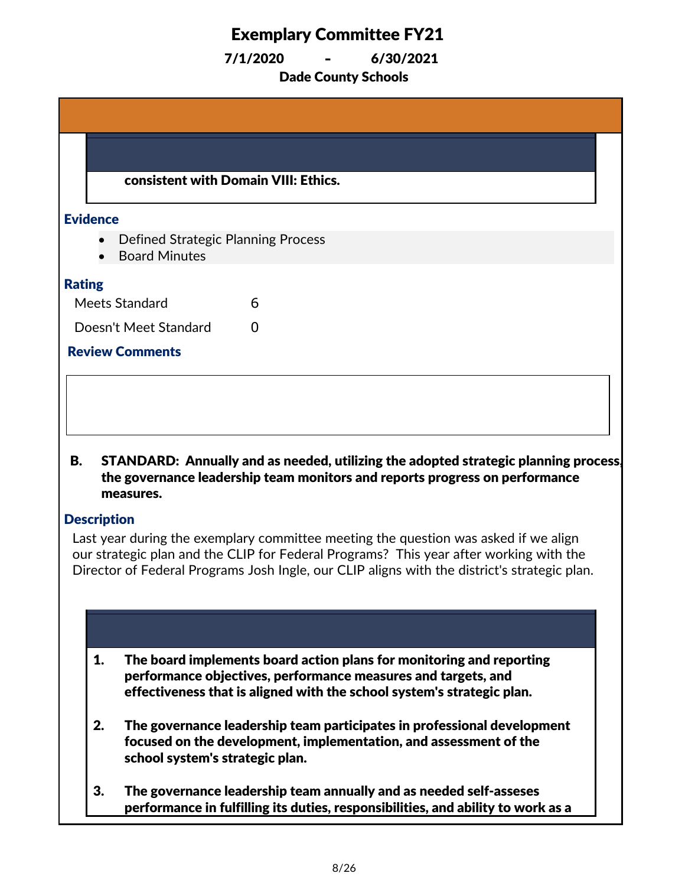# Exemplary Committee FY21

**7/1/2020 - 6/30/2021**

**Dade County Schools**

**consistent with Domain VIII: Ethics.**

### Evidence

- Defined Strategic Planning Process
- Board Minutes

### Rating

| | |
|---|---|
| Meets Standard | 6 |
| Doesn't Meet Standard | 0 |

### Review Comments

**B. STANDARD: Annually and as needed, utilizing the adopted strategic planning process, the governance leadership team monitors and reports progress on performance measures.**

### Description

Last year during the exemplary committee meeting the question was asked if we align our strategic plan and the CLIP for Federal Programs? This year after working with the Director of Federal Programs Josh Ingle, our CLIP aligns with the district's strategic plan.

1. **The board implements board action plans for monitoring and reporting performance objectives, performance measures and targets, and effectiveness that is aligned with the school system's strategic plan.**

2. **The governance leadership team participates in professional development focused on the development, implementation, and assessment of the school system's strategic plan.**

3. **The governance leadership team annually and as needed self-asseses performance in fulfilling its duties, responsibilities, and ability to work as a**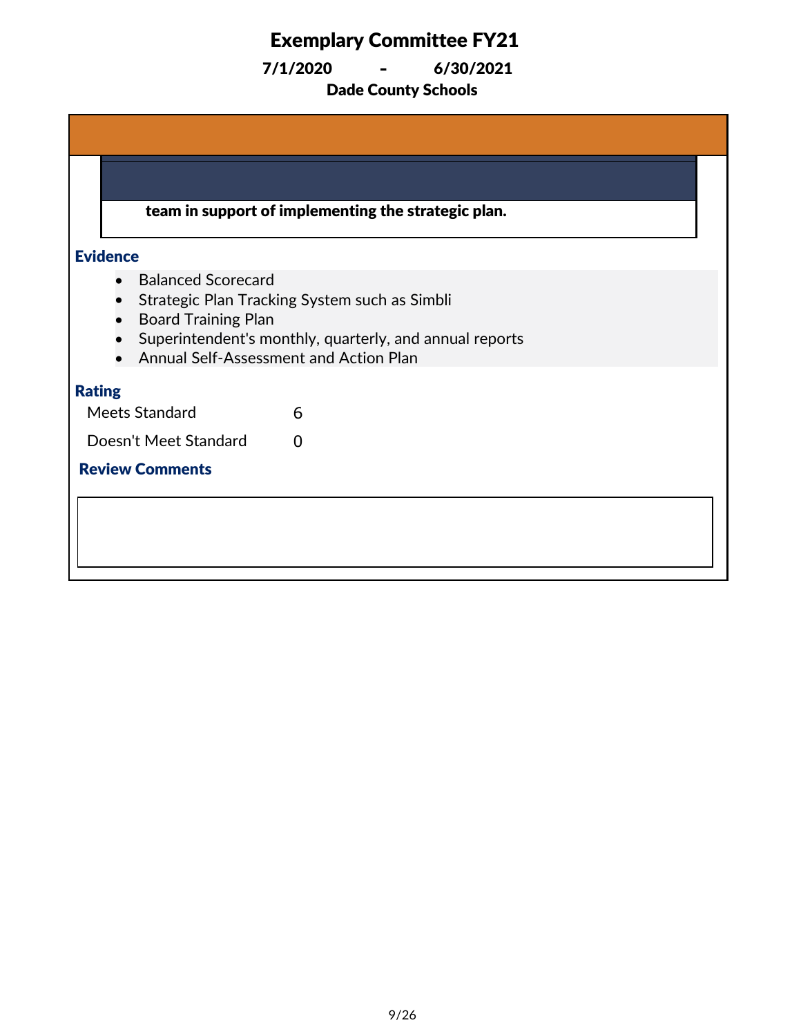# Exemplary Committee FY21

**7/1/2020 - 6/30/2021**

**Dade County Schools**

**team in support of implementing the strategic plan.**

### Evidence

- Balanced Scorecard
- Strategic Plan Tracking System such as Simbli
- Board Training Plan
- Superintendent's monthly, quarterly, and annual reports
- Annual Self-Assessment and Action Plan

### Rating

| | |
|---|---|
| Meets Standard | 6 |
| Doesn't Meet Standard | 0 |

### Review Comments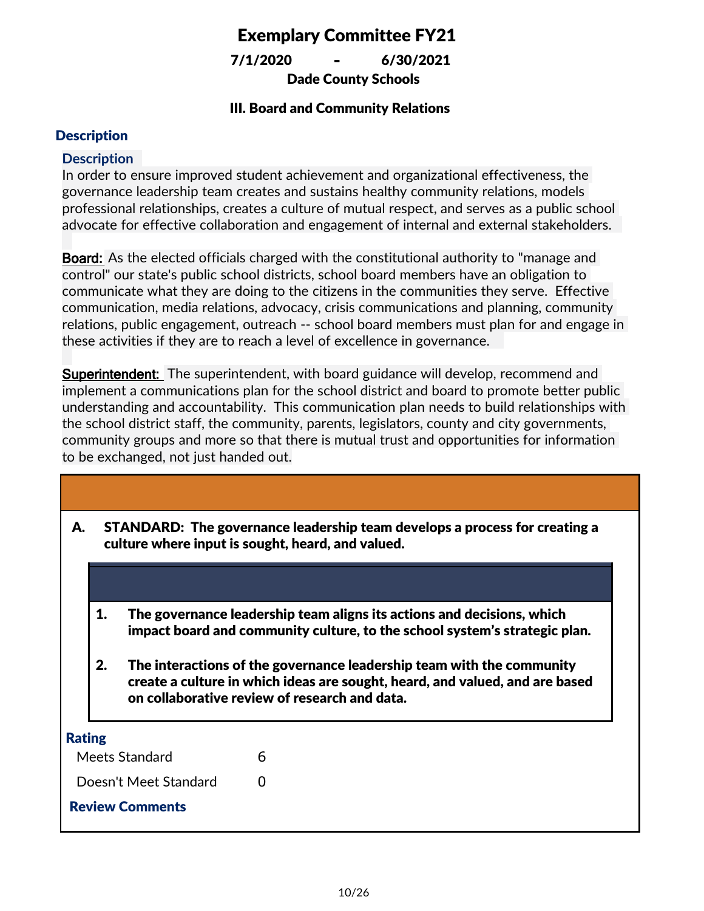# Exemplary Committee FY21

**7/1/2020 - 6/30/2021**

**Dade County Schools**

### III. Board and Community Relations

## Description

### Description

In order to ensure improved student achievement and organizational effectiveness, the governance leadership team creates and sustains healthy community relations, models professional relationships, creates a culture of mutual respect, and serves as a public school advocate for effective collaboration and engagement of internal and external stakeholders.

Board: As the elected officials charged with the constitutional authority to "manage and control" our state's public school districts, school board members have an obligation to communicate what they are doing to the citizens in the communities they serve. Effective communication, media relations, advocacy, crisis communications and planning, community relations, public engagement, outreach -- school board members must plan for and engage in these activities if they are to reach a level of excellence in governance.

Superintendent: The superintendent, with board guidance will develop, recommend and implement a communications plan for the school district and board to promote better public understanding and accountability. This communication plan needs to build relationships with the school district staff, the community, parents, legislators, county and city governments, community groups and more so that there is mutual trust and opportunities for information to be exchanged, not just handed out.

**A. STANDARD: The governance leadership team develops a process for creating a culture where input is sought, heard, and valued.**

1. **The governance leadership team aligns its actions and decisions, which impact board and community culture, to the school system's strategic plan.**
2. **The interactions of the governance leadership team with the community create a culture in which ideas are sought, heard, and valued, and are based on collaborative review of research and data.**

### Rating

| | |
|---|---|
| Meets Standard | 6 |
| Doesn't Meet Standard | 0 |

### Review Comments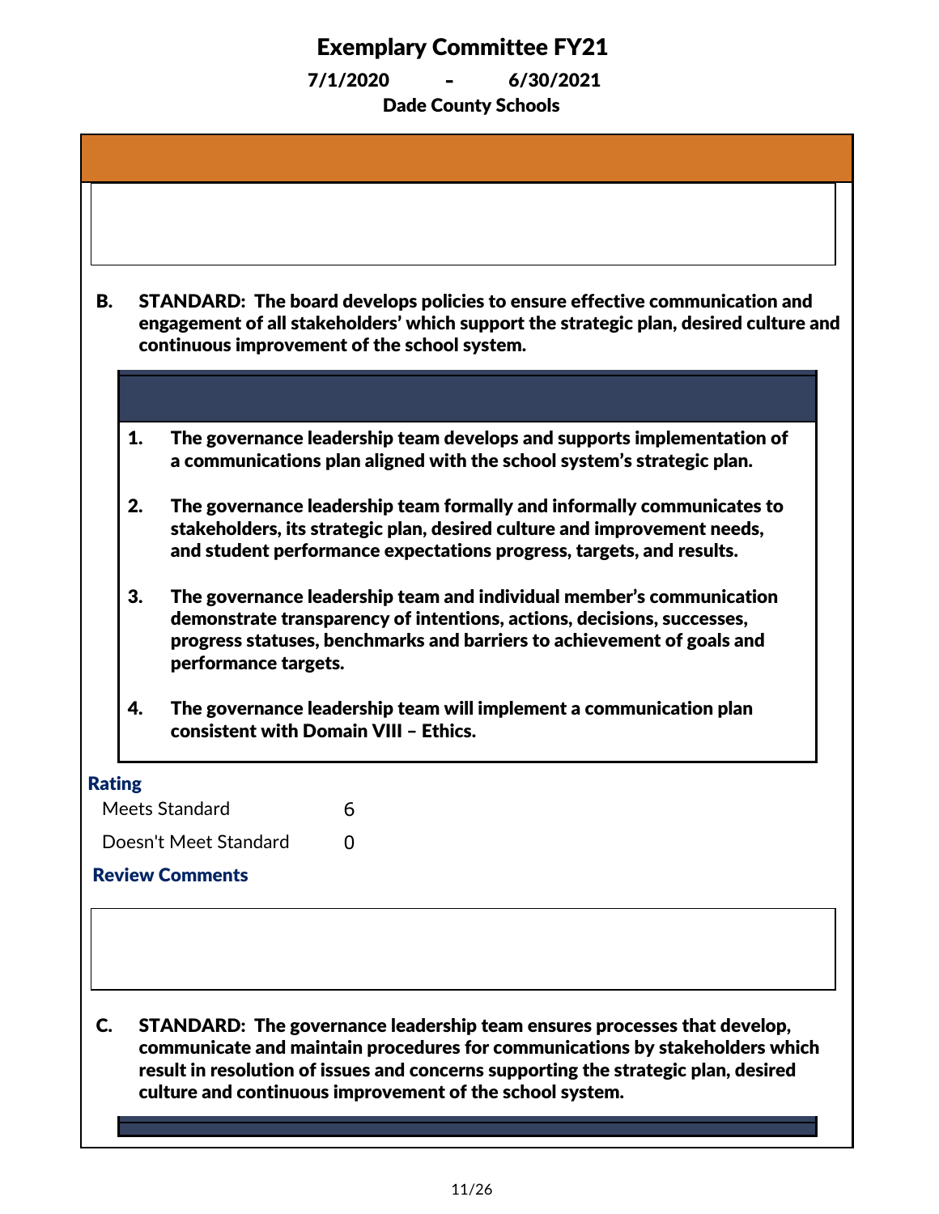# Exemplary Committee FY21

**7/1/2020 - 6/30/2021**

**Dade County Schools**

**B. STANDARD: The board develops policies to ensure effective communication and engagement of all stakeholders' which support the strategic plan, desired culture and continuous improvement of the school system.**

1. **The governance leadership team develops and supports implementation of a communications plan aligned with the school system's strategic plan.**
2. **The governance leadership team formally and informally communicates to stakeholders, its strategic plan, desired culture and improvement needs, and student performance expectations progress, targets, and results.**
3. **The governance leadership team and individual member's communication demonstrate transparency of intentions, actions, decisions, successes, progress statuses, benchmarks and barriers to achievement of goals and performance targets.**
4. **The governance leadership team will implement a communication plan consistent with Domain VIII – Ethics.**

**Rating**

| | |
|---|---|
| Meets Standard | 6 |
| Doesn't Meet Standard | 0 |

**Review Comments**

**C. STANDARD: The governance leadership team ensures processes that develop, communicate and maintain procedures for communications by stakeholders which result in resolution of issues and concerns supporting the strategic plan, desired culture and continuous improvement of the school system.**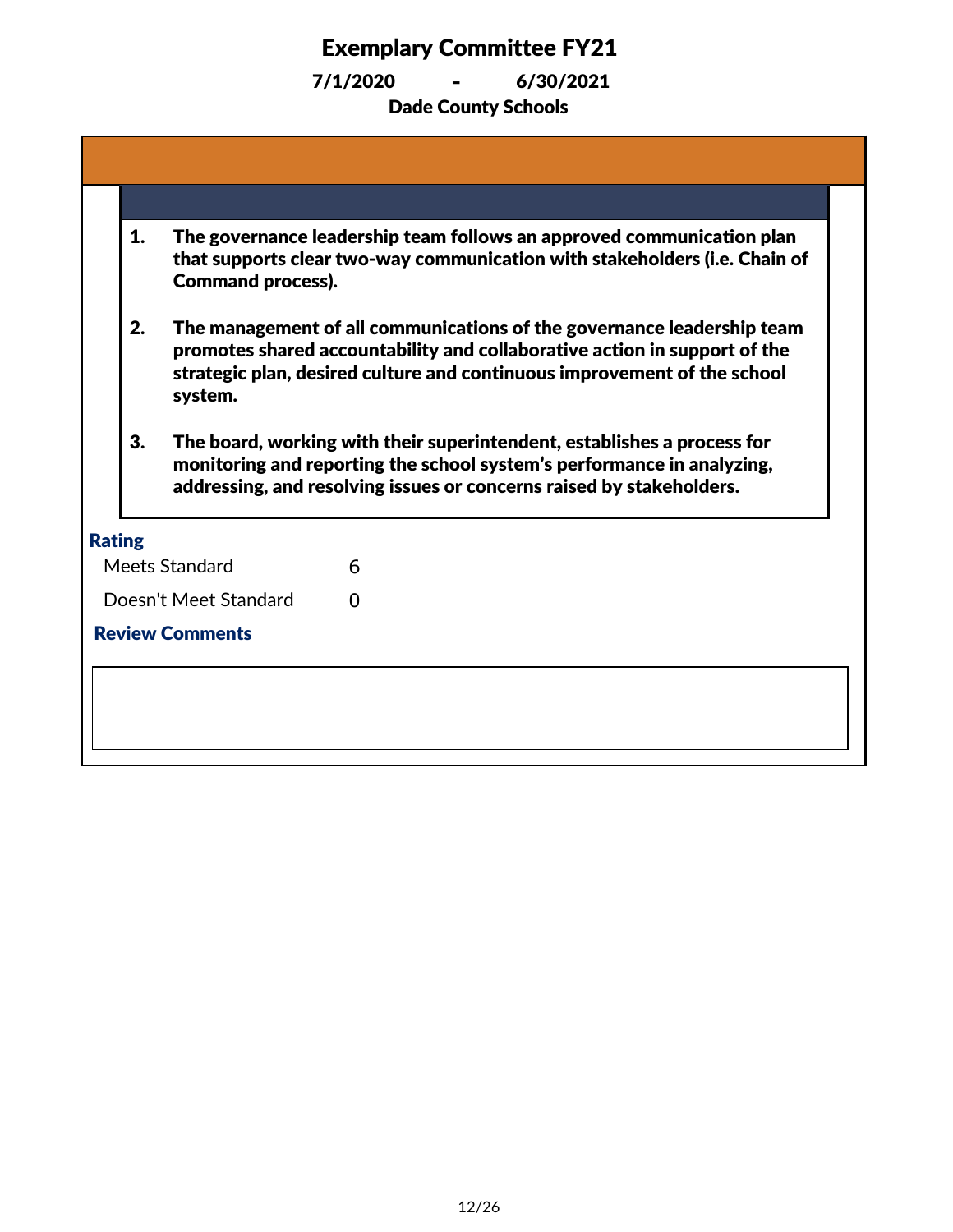# Exemplary Committee FY21

**7/1/2020 - 6/30/2021**

**Dade County Schools**

1. **The governance leadership team follows an approved communication plan that supports clear two-way communication with stakeholders (i.e. Chain of Command process).**

2. **The management of all communications of the governance leadership team promotes shared accountability and collaborative action in support of the strategic plan, desired culture and continuous improvement of the school system.**

3. **The board, working with their superintendent, establishes a process for monitoring and reporting the school system's performance in analyzing, addressing, and resolving issues or concerns raised by stakeholders.**

### Rating

| | |
|---|---|
| Meets Standard | 6 |
| Doesn't Meet Standard | 0 |

### Review Comments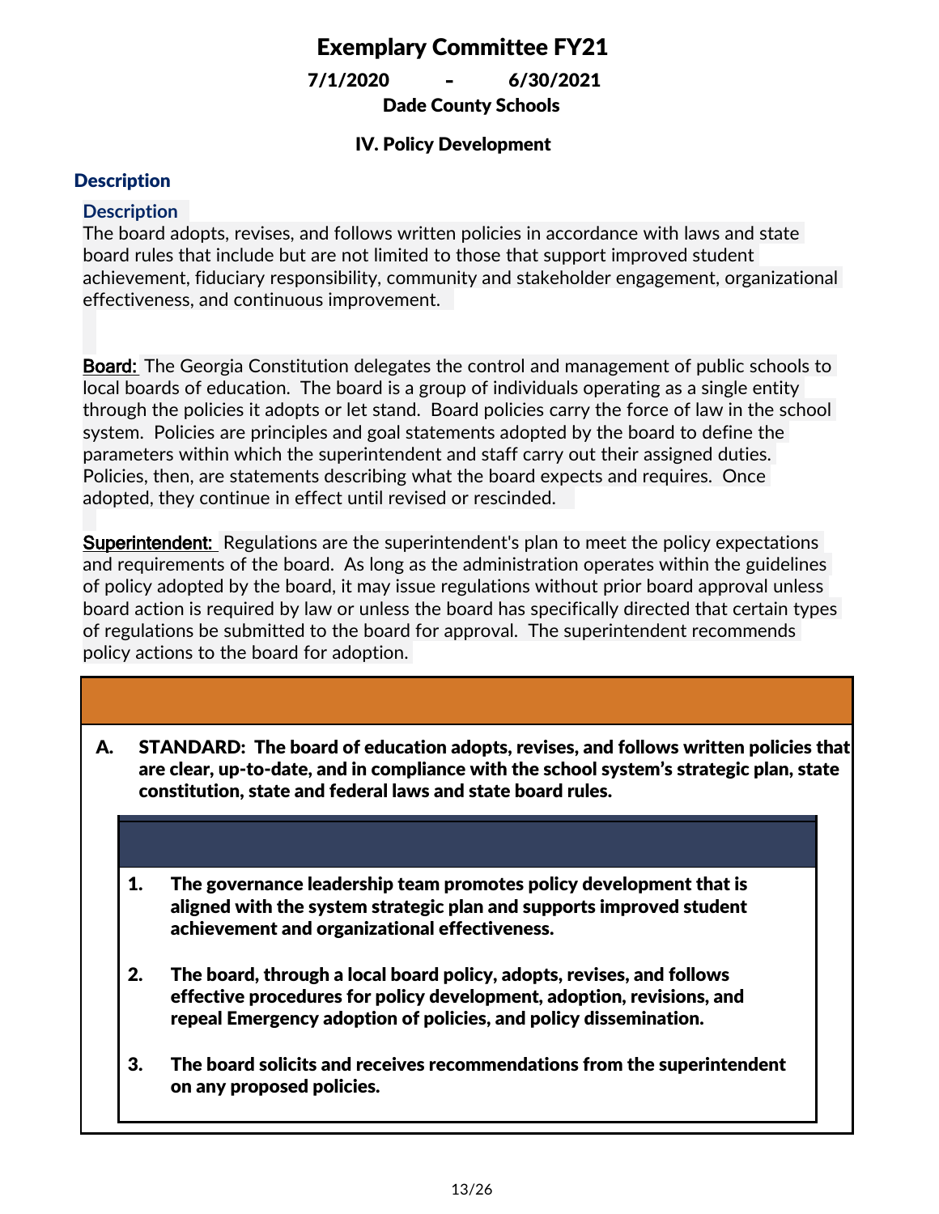# Exemplary Committee FY21

**7/1/2020 - 6/30/2021**

**Dade County Schools**

## IV. Policy Development

### Description

**Description**

The board adopts, revises, and follows written policies in accordance with laws and state board rules that include but are not limited to those that support improved student achievement, fiduciary responsibility, community and stakeholder engagement, organizational effectiveness, and continuous improvement.

<u>Board:</u> The Georgia Constitution delegates the control and management of public schools to local boards of education. The board is a group of individuals operating as a single entity through the policies it adopts or let stand. Board policies carry the force of law in the school system. Policies are principles and goal statements adopted by the board to define the parameters within which the superintendent and staff carry out their assigned duties. Policies, then, are statements describing what the board expects and requires. Once adopted, they continue in effect until revised or rescinded.

<u>Superintendent:</u> Regulations are the superintendent's plan to meet the policy expectations and requirements of the board. As long as the administration operates within the guidelines of policy adopted by the board, it may issue regulations without prior board approval unless board action is required by law or unless the board has specifically directed that certain types of regulations be submitted to the board for approval. The superintendent recommends policy actions to the board for adoption.

**A. STANDARD: The board of education adopts, revises, and follows written policies that are clear, up-to-date, and in compliance with the school system's strategic plan, state constitution, state and federal laws and state board rules.**

1. **The governance leadership team promotes policy development that is aligned with the system strategic plan and supports improved student achievement and organizational effectiveness.**

2. **The board, through a local board policy, adopts, revises, and follows effective procedures for policy development, adoption, revisions, and repeal Emergency adoption of policies, and policy dissemination.**

3. **The board solicits and receives recommendations from the superintendent on any proposed policies.**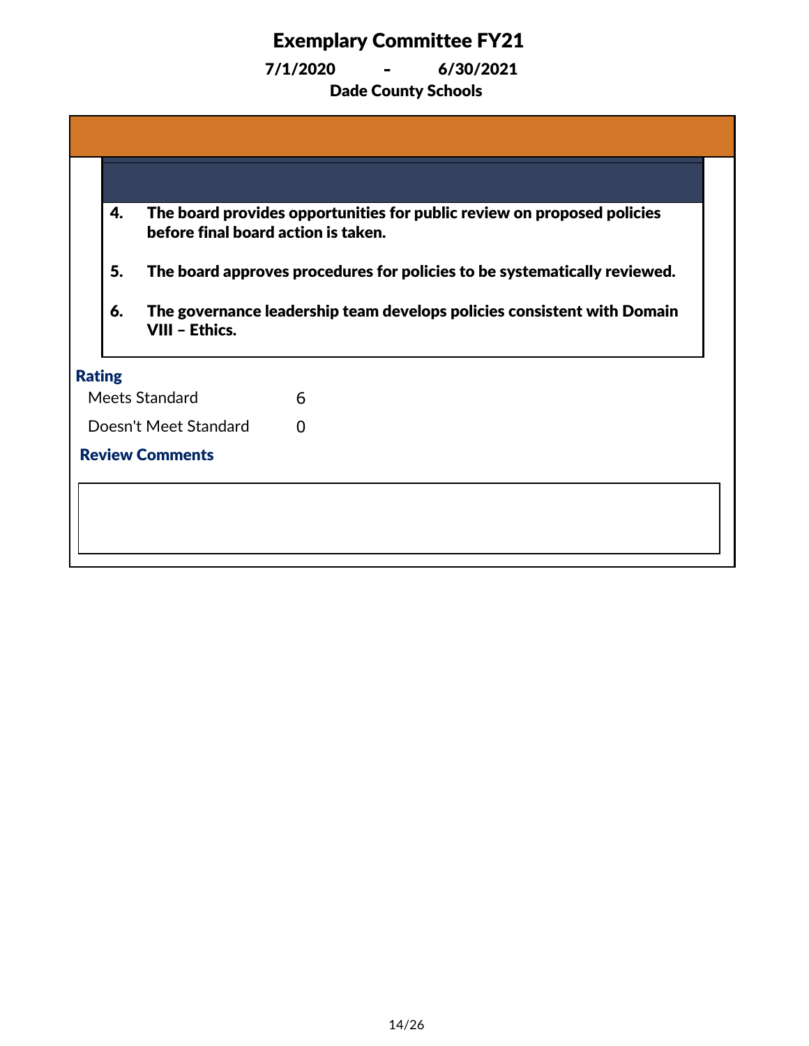# Exemplary Committee FY21

**7/1/2020 - 6/30/2021**

**Dade County Schools**

4. **The board provides opportunities for public review on proposed policies before final board action is taken.**

5. **The board approves procedures for policies to be systematically reviewed.**

6. **The governance leadership team develops policies consistent with Domain VIII – Ethics.**

### Rating

| | |
|---|---|
| Meets Standard | 6 |
| Doesn't Meet Standard | 0 |

### Review Comments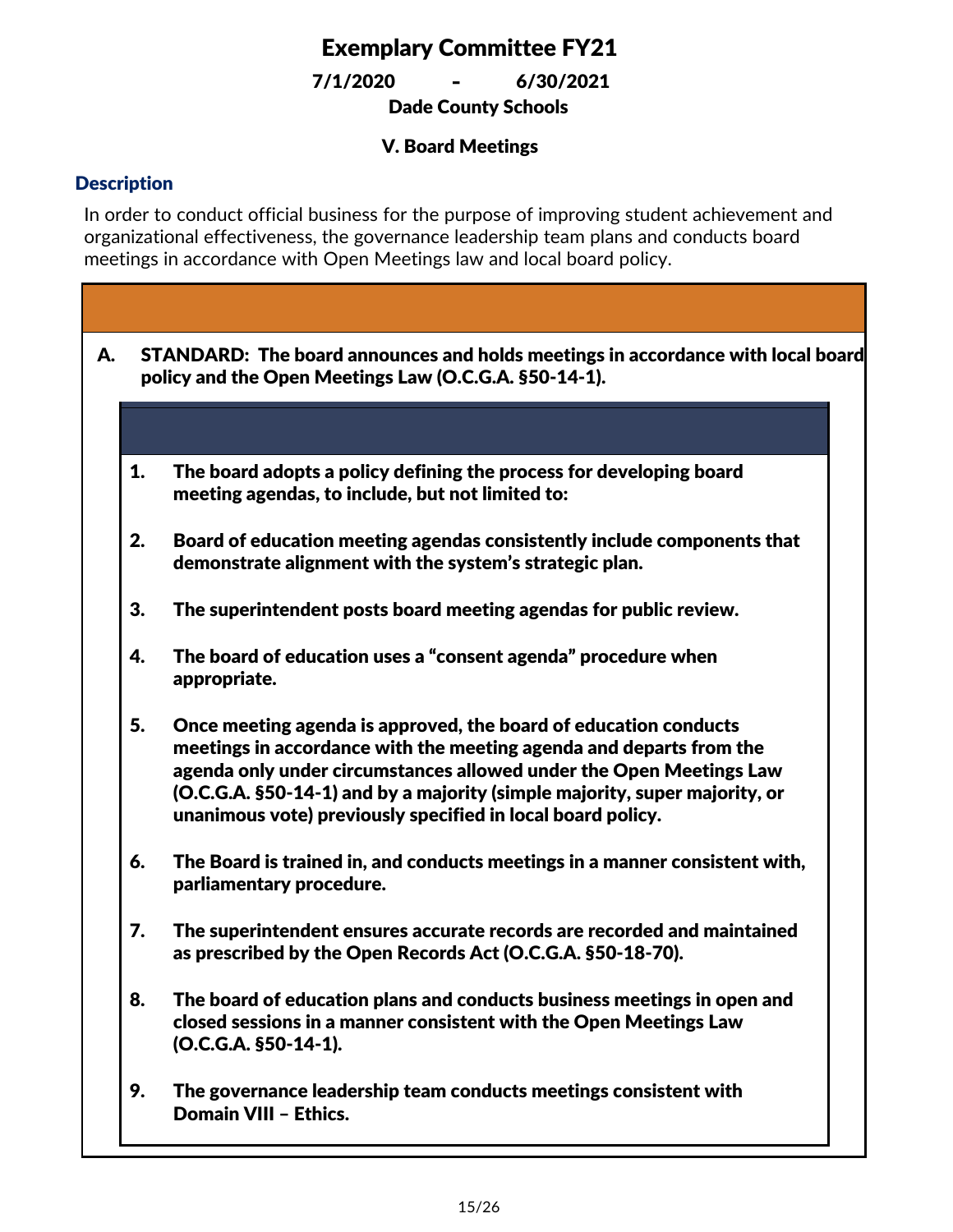# Exemplary Committee FY21

**7/1/2020 - 6/30/2021**

**Dade County Schools**

## V. Board Meetings

### Description

In order to conduct official business for the purpose of improving student achievement and organizational effectiveness, the governance leadership team plans and conducts board meetings in accordance with Open Meetings law and local board policy.

**A. STANDARD: The board announces and holds meetings in accordance with local board policy and the Open Meetings Law (O.C.G.A. §50-14-1).**

1. **The board adopts a policy defining the process for developing board meeting agendas, to include, but not limited to:**

2. **Board of education meeting agendas consistently include components that demonstrate alignment with the system's strategic plan.**

3. **The superintendent posts board meeting agendas for public review.**

4. **The board of education uses a "consent agenda" procedure when appropriate.**

5. **Once meeting agenda is approved, the board of education conducts meetings in accordance with the meeting agenda and departs from the agenda only under circumstances allowed under the Open Meetings Law (O.C.G.A. §50-14-1) and by a majority (simple majority, super majority, or unanimous vote) previously specified in local board policy.**

6. **The Board is trained in, and conducts meetings in a manner consistent with, parliamentary procedure.**

7. **The superintendent ensures accurate records are recorded and maintained as prescribed by the Open Records Act (O.C.G.A. §50-18-70).**

8. **The board of education plans and conducts business meetings in open and closed sessions in a manner consistent with the Open Meetings Law (O.C.G.A. §50-14-1).**

9. **The governance leadership team conducts meetings consistent with Domain VIII – Ethics.**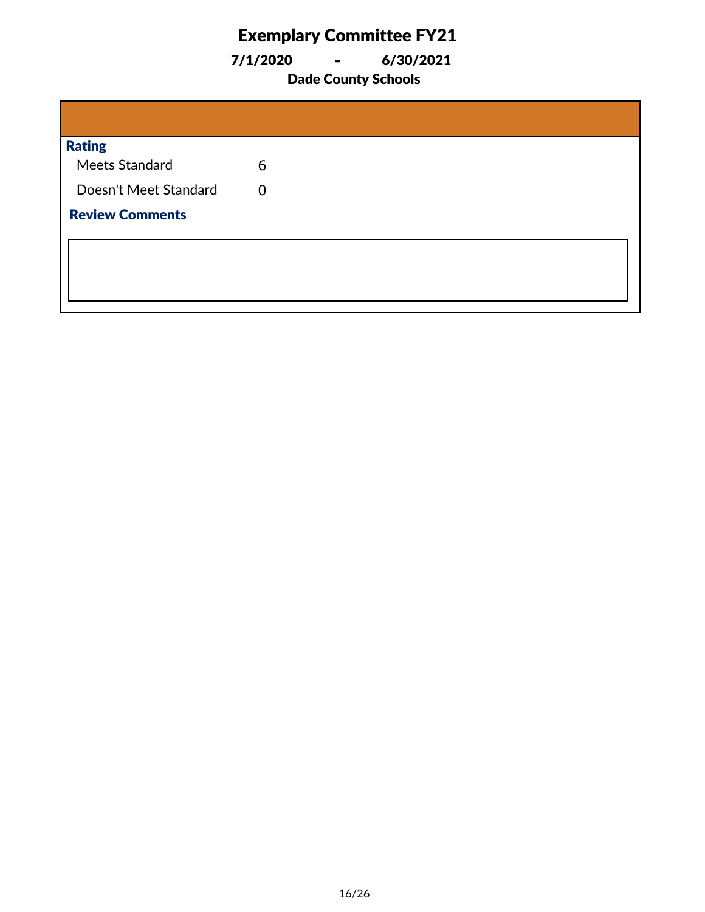# Exemplary Committee FY21

**7/1/2020 - 6/30/2021**

**Dade County Schools**

**Rating**

| | |
|---|---|
| Meets Standard | 6 |
| Doesn't Meet Standard | 0 |

**Review Comments**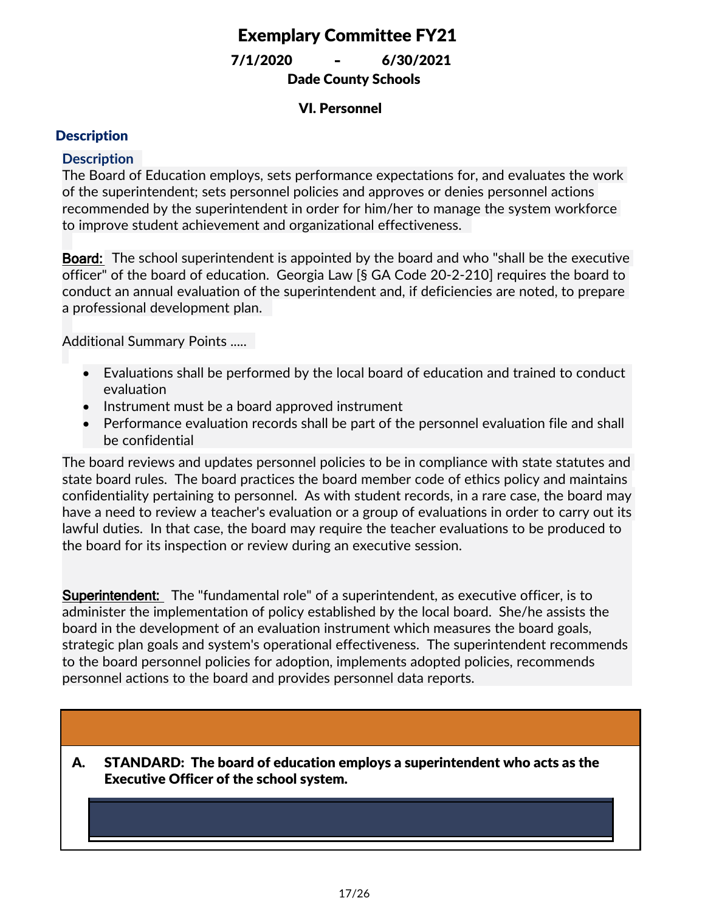# Exemplary Committee FY21

**7/1/2020 - 6/30/2021**

**Dade County Schools**

## VI. Personnel

### Description

**Description**

The Board of Education employs, sets performance expectations for, and evaluates the work of the superintendent; sets personnel policies and approves or denies personnel actions recommended by the superintendent in order for him/her to manage the system workforce to improve student achievement and organizational effectiveness.

**Board:** The school superintendent is appointed by the board and who "shall be the executive officer" of the board of education. Georgia Law [§ GA Code 20-2-210] requires the board to conduct an annual evaluation of the superintendent and, if deficiencies are noted, to prepare a professional development plan.

Additional Summary Points .....

- Evaluations shall be performed by the local board of education and trained to conduct evaluation
- Instrument must be a board approved instrument
- Performance evaluation records shall be part of the personnel evaluation file and shall be confidential

The board reviews and updates personnel policies to be in compliance with state statutes and state board rules. The board practices the board member code of ethics policy and maintains confidentiality pertaining to personnel. As with student records, in a rare case, the board may have a need to review a teacher's evaluation or a group of evaluations in order to carry out its lawful duties. In that case, the board may require the teacher evaluations to be produced to the board for its inspection or review during an executive session.

**Superintendent:** The "fundamental role" of a superintendent, as executive officer, is to administer the implementation of policy established by the local board. She/he assists the board in the development of an evaluation instrument which measures the board goals, strategic plan goals and system's operational effectiveness. The superintendent recommends to the board personnel policies for adoption, implements adopted policies, recommends personnel actions to the board and provides personnel data reports.

**A. STANDARD: The board of education employs a superintendent who acts as the Executive Officer of the school system.**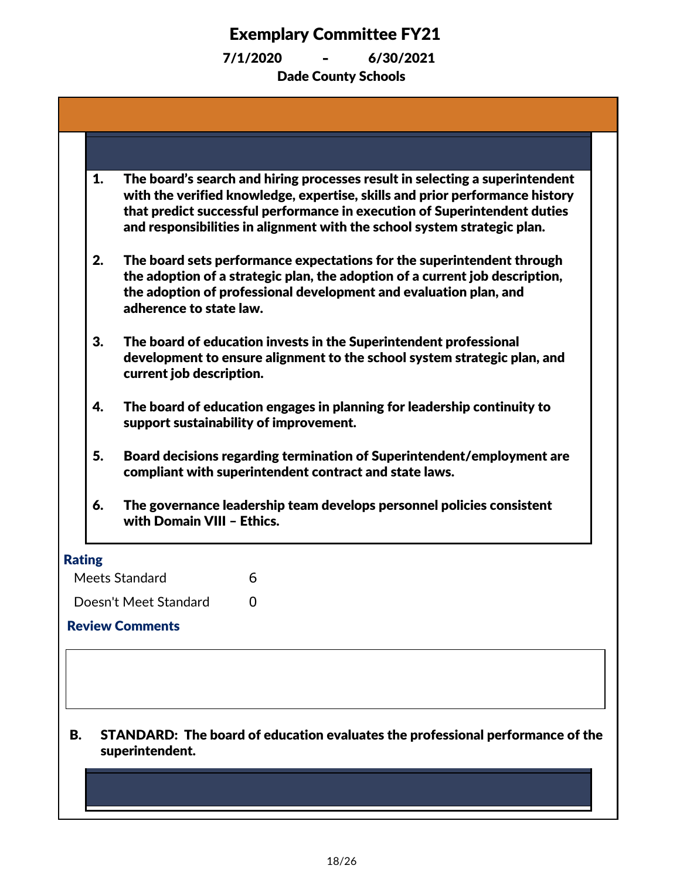# Exemplary Committee FY21

**7/1/2020 - 6/30/2021**

**Dade County Schools**

1. **The board's search and hiring processes result in selecting a superintendent with the verified knowledge, expertise, skills and prior performance history that predict successful performance in execution of Superintendent duties and responsibilities in alignment with the school system strategic plan.**

2. **The board sets performance expectations for the superintendent through the adoption of a strategic plan, the adoption of a current job description, the adoption of professional development and evaluation plan, and adherence to state law.**

3. **The board of education invests in the Superintendent professional development to ensure alignment to the school system strategic plan, and current job description.**

4. **The board of education engages in planning for leadership continuity to support sustainability of improvement.**

5. **Board decisions regarding termination of Superintendent/employment are compliant with superintendent contract and state laws.**

6. **The governance leadership team develops personnel policies consistent with Domain VIII – Ethics.**

**Rating**

| | |
|---|---|
| Meets Standard | 6 |
| Doesn't Meet Standard | 0 |

**Review Comments**

**B. STANDARD: The board of education evaluates the professional performance of the superintendent.**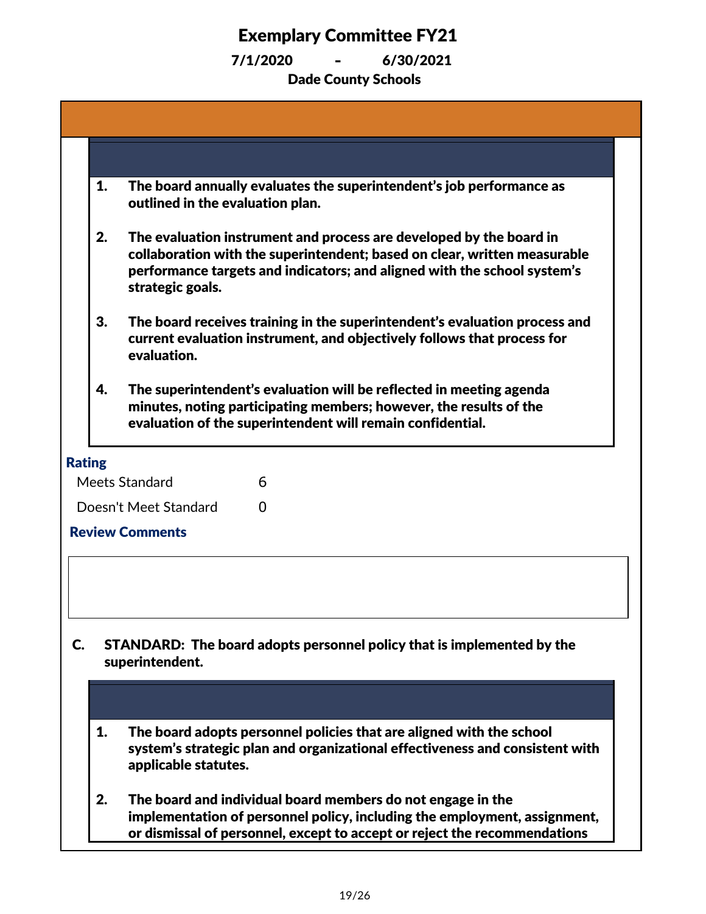# Exemplary Committee FY21

**7/1/2020 - 6/30/2021**

**Dade County Schools**

1. **The board annually evaluates the superintendent's job performance as outlined in the evaluation plan.**

2. **The evaluation instrument and process are developed by the board in collaboration with the superintendent; based on clear, written measurable performance targets and indicators; and aligned with the school system's strategic goals.**

3. **The board receives training in the superintendent's evaluation process and current evaluation instrument, and objectively follows that process for evaluation.**

4. **The superintendent's evaluation will be reflected in meeting agenda minutes, noting participating members; however, the results of the evaluation of the superintendent will remain confidential.**

**Rating**

| | |
|---|---|
| Meets Standard | 6 |
| Doesn't Meet Standard | 0 |

**Review Comments**

**C. STANDARD: The board adopts personnel policy that is implemented by the superintendent.**

1. **The board adopts personnel policies that are aligned with the school system's strategic plan and organizational effectiveness and consistent with applicable statutes.**

2. **The board and individual board members do not engage in the implementation of personnel policy, including the employment, assignment, or dismissal of personnel, except to accept or reject the recommendations**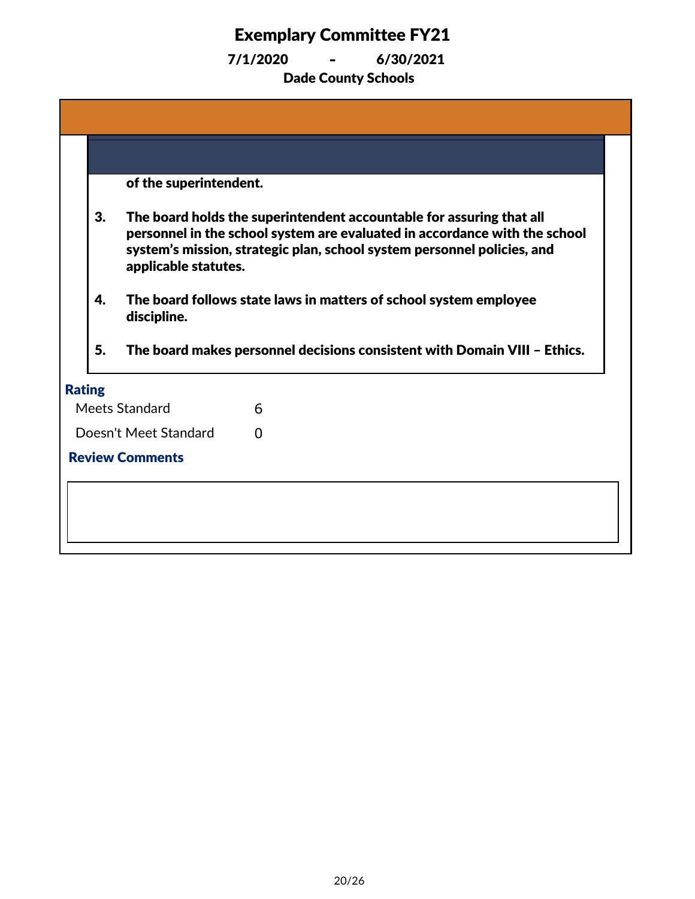# Exemplary Committee FY21

**7/1/2020 - 6/30/2021**

**Dade County Schools**

**of the superintendent.**

3. **The board holds the superintendent accountable for assuring that all personnel in the school system are evaluated in accordance with the school system's mission, strategic plan, school system personnel policies, and applicable statutes.**

4. **The board follows state laws in matters of school system employee discipline.**

5. **The board makes personnel decisions consistent with Domain VIII – Ethics.**

**Rating**

| | |
|---|---|
| Meets Standard | 6 |
| Doesn't Meet Standard | 0 |

**Review Comments**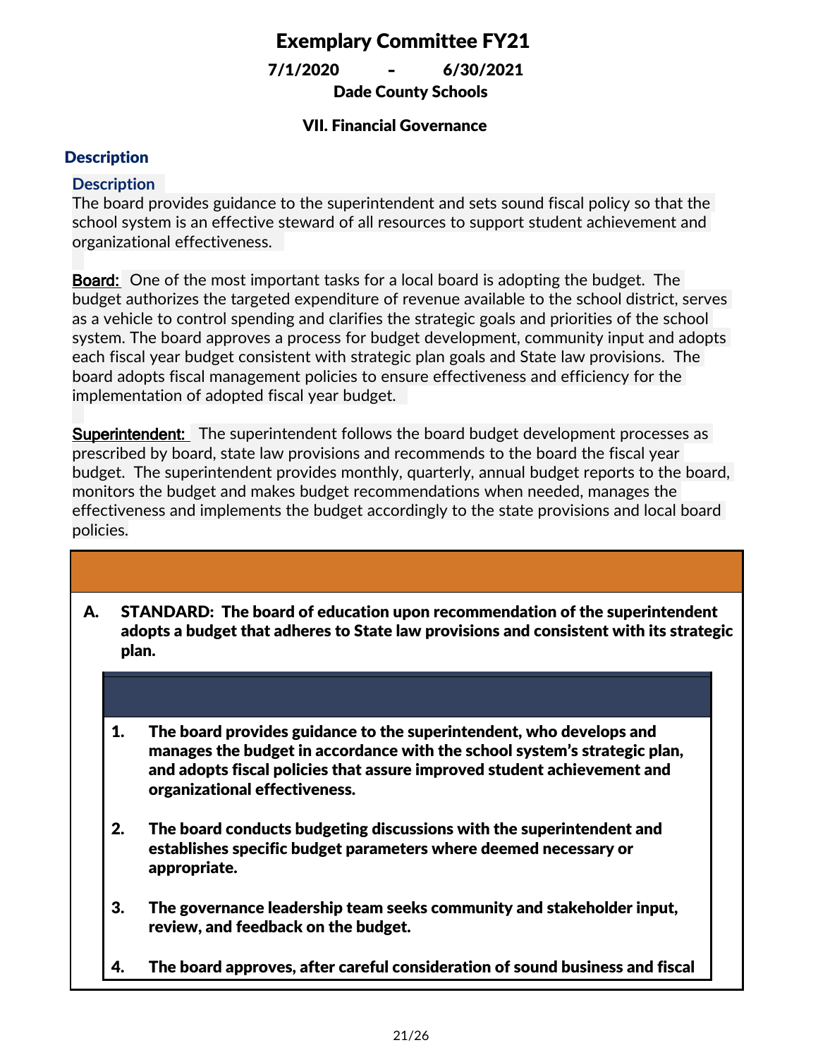# Exemplary Committee FY21

**7/1/2020 - 6/30/2021**

**Dade County Schools**

## VII. Financial Governance

### Description

**Description**

The board provides guidance to the superintendent and sets sound fiscal policy so that the school system is an effective steward of all resources to support student achievement and organizational effectiveness.

**Board:** One of the most important tasks for a local board is adopting the budget. The budget authorizes the targeted expenditure of revenue available to the school district, serves as a vehicle to control spending and clarifies the strategic goals and priorities of the school system. The board approves a process for budget development, community input and adopts each fiscal year budget consistent with strategic plan goals and State law provisions. The board adopts fiscal management policies to ensure effectiveness and efficiency for the implementation of adopted fiscal year budget.

**Superintendent:** The superintendent follows the board budget development processes as prescribed by board, state law provisions and recommends to the board the fiscal year budget. The superintendent provides monthly, quarterly, annual budget reports to the board, monitors the budget and makes budget recommendations when needed, manages the effectiveness and implements the budget accordingly to the state provisions and local board policies.

**A. STANDARD: The board of education upon recommendation of the superintendent adopts a budget that adheres to State law provisions and consistent with its strategic plan.**

1. **The board provides guidance to the superintendent, who develops and manages the budget in accordance with the school system's strategic plan, and adopts fiscal policies that assure improved student achievement and organizational effectiveness.**

2. **The board conducts budgeting discussions with the superintendent and establishes specific budget parameters where deemed necessary or appropriate.**

3. **The governance leadership team seeks community and stakeholder input, review, and feedback on the budget.**

4. **The board approves, after careful consideration of sound business and fiscal**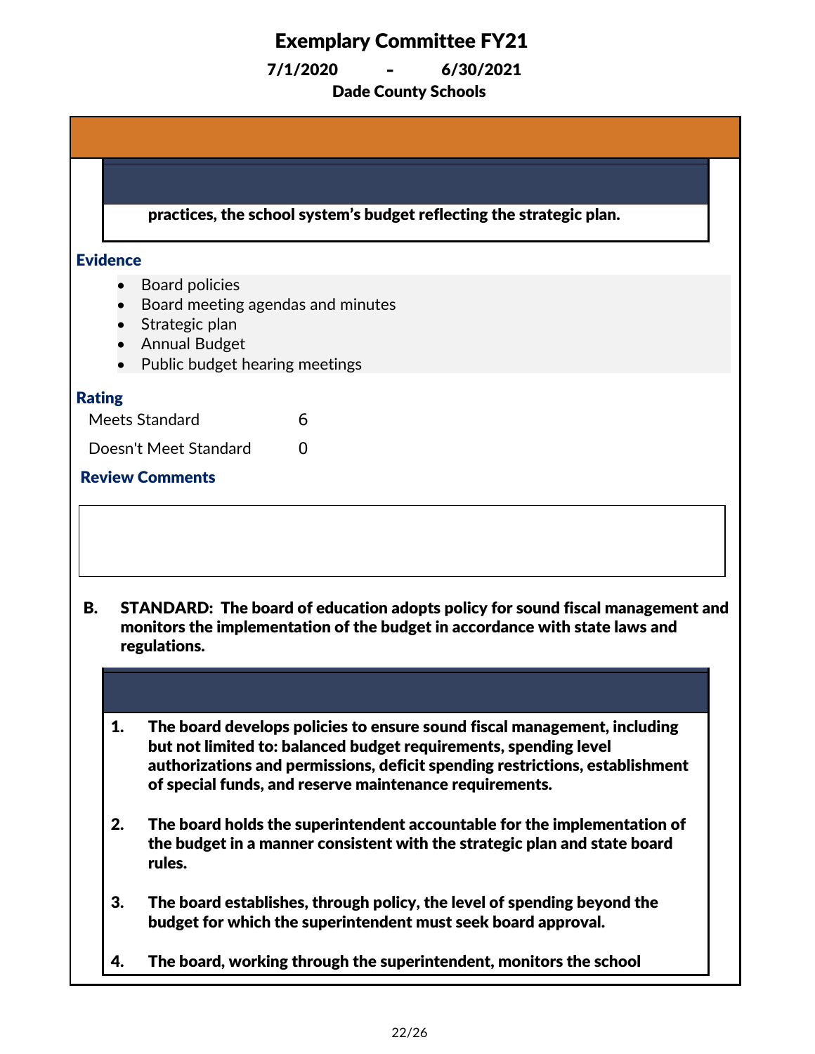# Exemplary Committee FY21

**7/1/2020 - 6/30/2021**

**Dade County Schools**

**practices, the school system's budget reflecting the strategic plan.**

### Evidence

- Board policies
- Board meeting agendas and minutes
- Strategic plan
- Annual Budget
- Public budget hearing meetings

### Rating

| | |
|---|---|
| Meets Standard | 6 |
| Doesn't Meet Standard | 0 |

### Review Comments

**B. STANDARD: The board of education adopts policy for sound fiscal management and monitors the implementation of the budget in accordance with state laws and regulations.**

1. **The board develops policies to ensure sound fiscal management, including but not limited to: balanced budget requirements, spending level authorizations and permissions, deficit spending restrictions, establishment of special funds, and reserve maintenance requirements.**
2. **The board holds the superintendent accountable for the implementation of the budget in a manner consistent with the strategic plan and state board rules.**
3. **The board establishes, through policy, the level of spending beyond the budget for which the superintendent must seek board approval.**
4. **The board, working through the superintendent, monitors the school**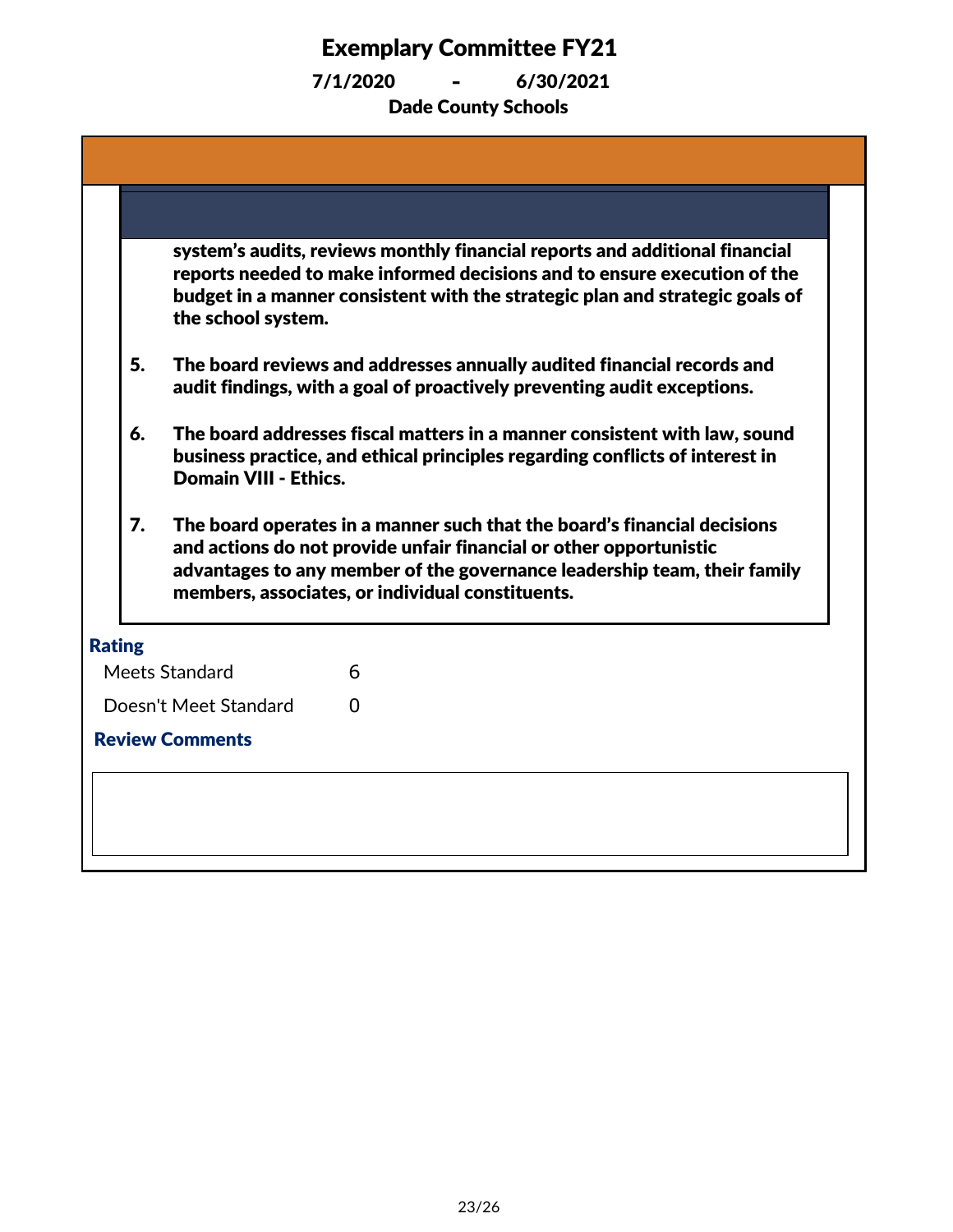# Exemplary Committee FY21

**7/1/2020 - 6/30/2021**

**Dade County Schools**

**system's audits, reviews monthly financial reports and additional financial reports needed to make informed decisions and to ensure execution of the budget in a manner consistent with the strategic plan and strategic goals of the school system.**

5. **The board reviews and addresses annually audited financial records and audit findings, with a goal of proactively preventing audit exceptions.**

6. **The board addresses fiscal matters in a manner consistent with law, sound business practice, and ethical principles regarding conflicts of interest in Domain VIII - Ethics.**

7. **The board operates in a manner such that the board's financial decisions and actions do not provide unfair financial or other opportunistic advantages to any member of the governance leadership team, their family members, associates, or individual constituents.**

### Rating

| | |
|---|---|
| Meets Standard | 6 |
| Doesn't Meet Standard | 0 |

### Review Comments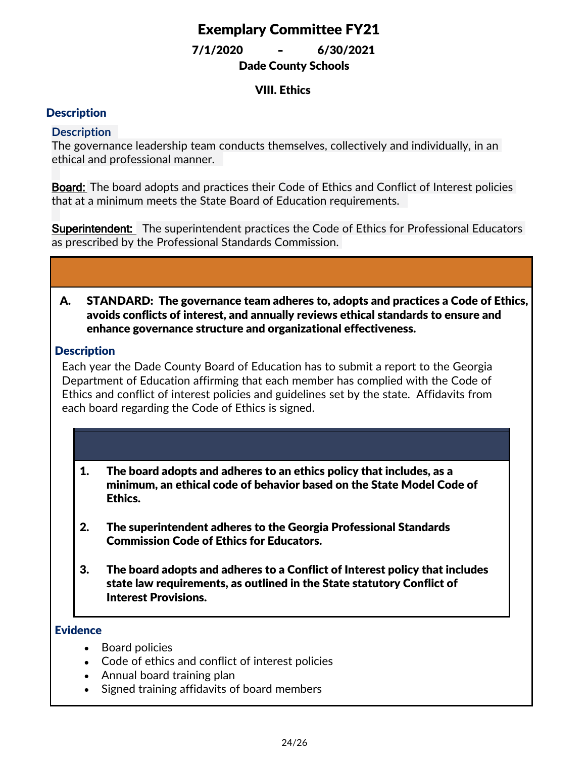# Exemplary Committee FY21

**7/1/2020 - 6/30/2021**

**Dade County Schools**

## VIII. Ethics

### Description

**Description**

The governance leadership team conducts themselves, collectively and individually, in an ethical and professional manner.

**Board:** The board adopts and practices their Code of Ethics and Conflict of Interest policies that at a minimum meets the State Board of Education requirements.

**Superintendent:** The superintendent practices the Code of Ethics for Professional Educators as prescribed by the Professional Standards Commission.

**A. STANDARD: The governance team adheres to, adopts and practices a Code of Ethics, avoids conflicts of interest, and annually reviews ethical standards to ensure and enhance governance structure and organizational effectiveness.**

### Description

Each year the Dade County Board of Education has to submit a report to the Georgia Department of Education affirming that each member has complied with the Code of Ethics and conflict of interest policies and guidelines set by the state. Affidavits from each board regarding the Code of Ethics is signed.

1. **The board adopts and adheres to an ethics policy that includes, as a minimum, an ethical code of behavior based on the State Model Code of Ethics.**

2. **The superintendent adheres to the Georgia Professional Standards Commission Code of Ethics for Educators.**

3. **The board adopts and adheres to a Conflict of Interest policy that includes state law requirements, as outlined in the State statutory Conflict of Interest Provisions.**

### Evidence

- Board policies
- Code of ethics and conflict of interest policies
- Annual board training plan
- Signed training affidavits of board members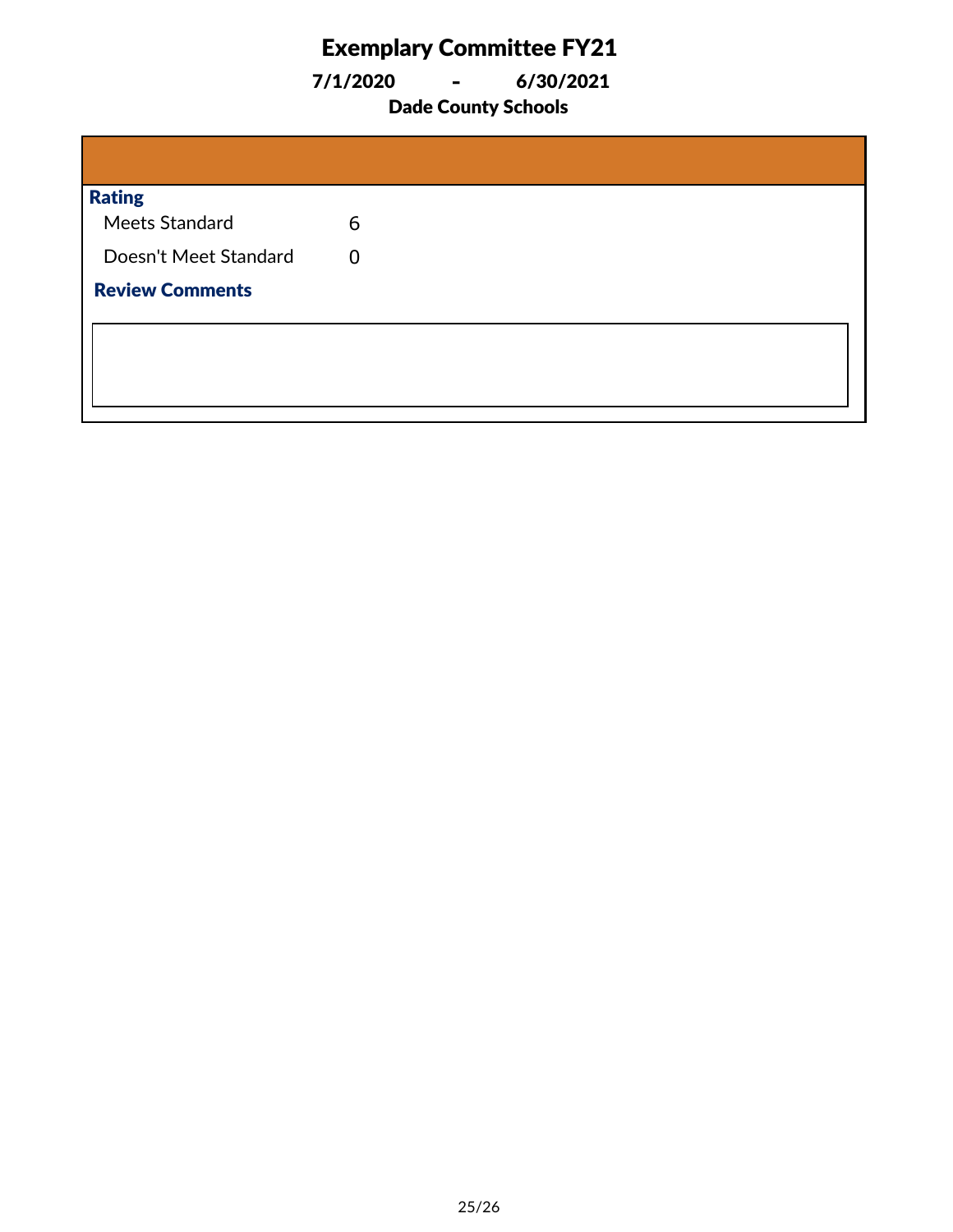# Exemplary Committee FY21

**7/1/2020 - 6/30/2021**

**Dade County Schools**

**Rating**

| | |
|---|---|
| Meets Standard | 6 |
| Doesn't Meet Standard | 0 |

**Review Comments**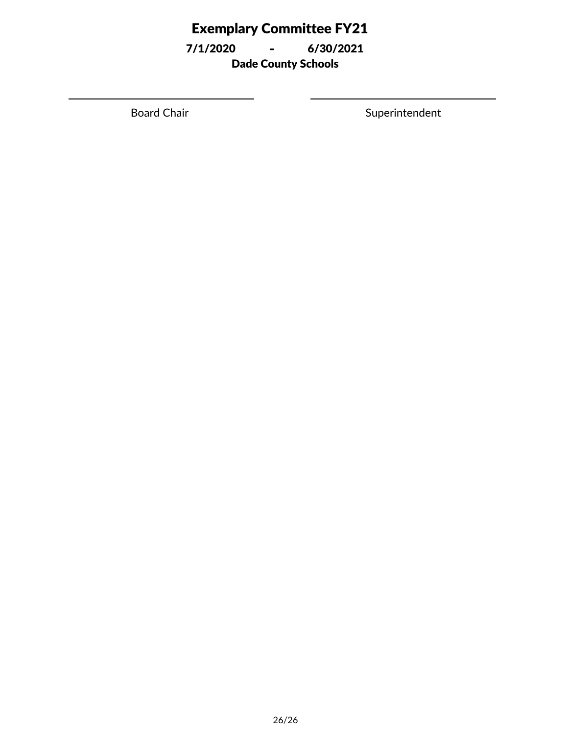# Exemplary Committee FY21

**7/1/2020 - 6/30/2021**

**Dade County Schools**

\_\_\_\_\_\_\_\_\_\_\_\_\_\_\_\_\_\_\_\_\_\_\_\_\_\_\_\_\_\_\_\_

Board Chair

\_\_\_\_\_\_\_\_\_\_\_\_\_\_\_\_\_\_\_\_\_\_\_\_\_\_\_\_\_\_\_\_

Superintendent